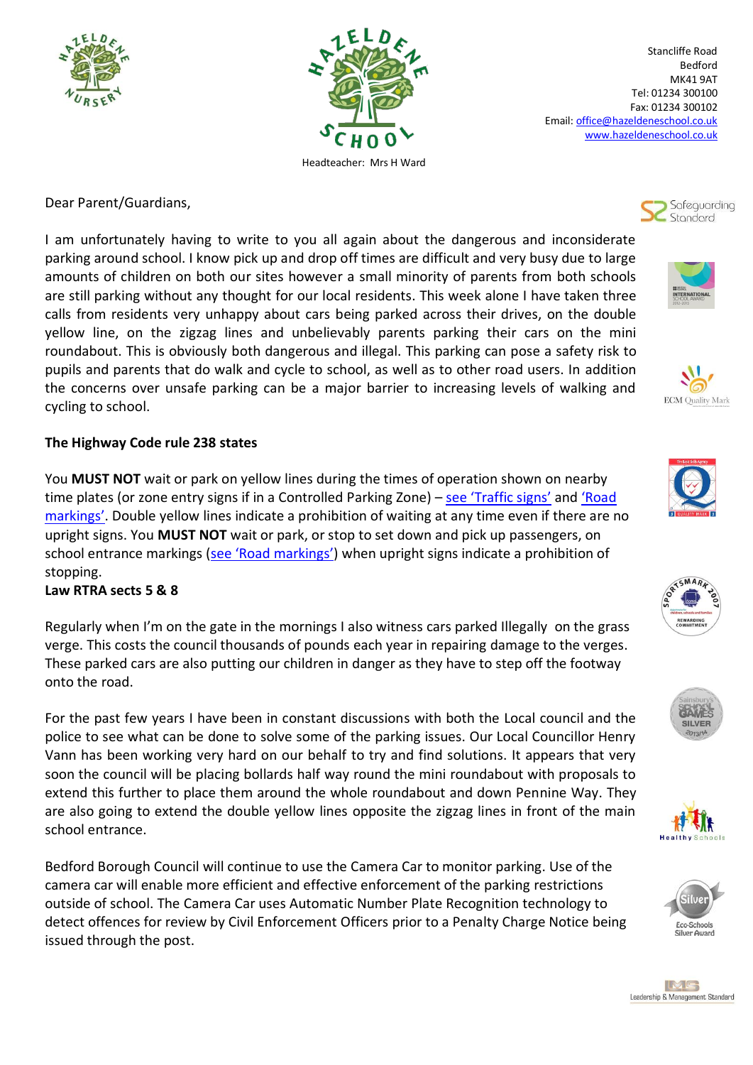Stancliffe Road
Bedford
MK41 9AT
Tel: 01234 300100
Fax: 01234 300102
Email: office@hazeldeneschool.co.uk
www.hazeldeneschool.co.uk

Headteacher: Mrs H Ward

Dear Parent/Guardians,

I am unfortunately having to write to you all again about the dangerous and inconsiderate parking around school. I know pick up and drop off times are difficult and very busy due to large amounts of children on both our sites however a small minority of parents from both schools are still parking without any thought for our local residents. This week alone I have taken three calls from residents very unhappy about cars being parked across their drives, on the double yellow line, on the zigzag lines and unbelievably parents parking their cars on the mini roundabout. This is obviously both dangerous and illegal. This parking can pose a safety risk to pupils and parents that do walk and cycle to school, as well as to other road users. In addition the concerns over unsafe parking can be a major barrier to increasing levels of walking and cycling to school.

**The Highway Code rule 238 states**

You **MUST NOT** wait or park on yellow lines during the times of operation shown on nearby time plates (or zone entry signs if in a Controlled Parking Zone) – see 'Traffic signs' and 'Road markings'. Double yellow lines indicate a prohibition of waiting at any time even if there are no upright signs. You **MUST NOT** wait or park, or stop to set down and pick up passengers, on school entrance markings (see 'Road markings') when upright signs indicate a prohibition of stopping.

**Law RTRA sects 5 & 8**

Regularly when I'm on the gate in the mornings I also witness cars parked Illegally on the grass verge. This costs the council thousands of pounds each year in repairing damage to the verges. These parked cars are also putting our children in danger as they have to step off the footway onto the road.

For the past few years I have been in constant discussions with both the Local council and the police to see what can be done to solve some of the parking issues. Our Local Councillor Henry Vann has been working very hard on our behalf to try and find solutions. It appears that very soon the council will be placing bollards half way round the mini roundabout with proposals to extend this further to place them around the whole roundabout and down Pennine Way. They are also going to extend the double yellow lines opposite the zigzag lines in front of the main school entrance.

Bedford Borough Council will continue to use the Camera Car to monitor parking. Use of the camera car will enable more efficient and effective enforcement of the parking restrictions outside of school. The Camera Car uses Automatic Number Plate Recognition technology to detect offences for review by Civil Enforcement Officers prior to a Penalty Charge Notice being issued through the post.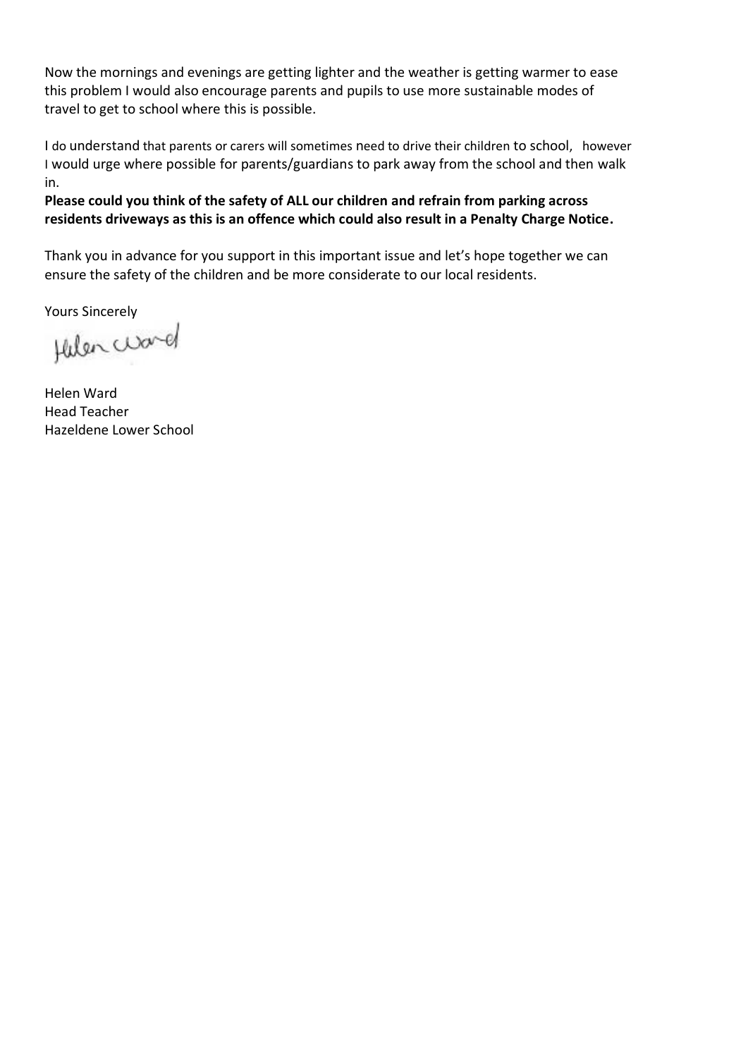Now the mornings and evenings are getting lighter and the weather is getting warmer to ease this problem I would also encourage parents and pupils to use more sustainable modes of travel to get to school where this is possible.

I do understand that parents or carers will sometimes need to drive their children to school, however I would urge where possible for parents/guardians to park away from the school and then walk in.

**Please could you think of the safety of ALL our children and refrain from parking across residents driveways as this is an offence which could also result in a Penalty Charge Notice.**

Thank you in advance for you support in this important issue and let's hope together we can ensure the safety of the children and be more considerate to our local residents.

Yours Sincerely

Helen Ward

Helen Ward
Head Teacher
Hazeldene Lower School